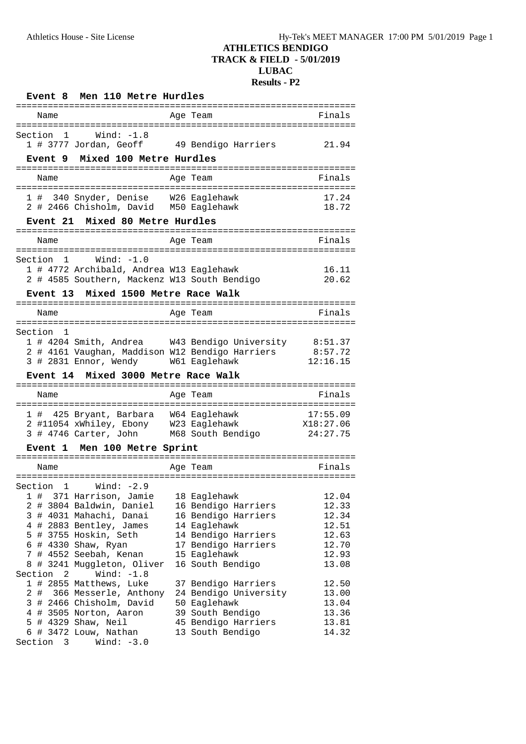# ATHLETICS BENDIGO
## TRACK & FIELD - 5/01/2019
## LUBAC
## Results - P2

### Event 8 Men 110 Metre Hurdles

Section 1 Wind: -1.8

| | Name | Age | Team | Finals |
|---|---|---|---|---|
| 1 | # 3777 Jordan, Geoff | 49 | Bendigo Harriers | 21.94 |

### Event 9 Mixed 100 Metre Hurdles

| | Name | Age | Team | Finals |
|---|---|---|---|---|
| 1 | # 340 Snyder, Denise | W26 | Eaglehawk | 17.24 |
| 2 | # 2466 Chisholm, David | M50 | Eaglehawk | 18.72 |

### Event 21 Mixed 80 Metre Hurdles

Section 1 Wind: -1.0

| | Name | Age | Team | Finals |
|---|---|---|---|---|
| 1 | # 4772 Archibald, Andrea | W13 | Eaglehawk | 16.11 |
| 2 | # 4585 Southern, Mackenz | W13 | South Bendigo | 20.62 |

### Event 13 Mixed 1500 Metre Race Walk

Section 1

| | Name | Age | Team | Finals |
|---|---|---|---|---|
| 1 | # 4204 Smith, Andrea | W43 | Bendigo University | 8:51.37 |
| 2 | # 4161 Vaughan, Maddison | W12 | Bendigo Harriers | 8:57.72 |
| 3 | # 2831 Ennor, Wendy | W61 | Eaglehawk | 12:16.15 |

### Event 14 Mixed 3000 Metre Race Walk

| | Name | Age | Team | Finals |
|---|---|---|---|---|
| 1 | # 425 Bryant, Barbara | W64 | Eaglehawk | 17:55.09 |
| 2 | #11054 xWhiley, Ebony | W23 | Eaglehawk | X18:27.06 |
| 3 | # 4746 Carter, John | M68 | South Bendigo | 24:27.75 |

### Event 1 Men 100 Metre Sprint

Section 1 Wind: -2.9

| | Name | Age | Team | Finals |
|---|---|---|---|---|
| 1 | # 371 Harrison, Jamie | 18 | Eaglehawk | 12.04 |
| 2 | # 3804 Baldwin, Daniel | 16 | Bendigo Harriers | 12.33 |
| 3 | # 4031 Mahachi, Danai | 16 | Bendigo Harriers | 12.34 |
| 4 | # 2883 Bentley, James | 14 | Eaglehawk | 12.51 |
| 5 | # 3755 Hoskin, Seth | 14 | Bendigo Harriers | 12.63 |
| 6 | # 4330 Shaw, Ryan | 17 | Bendigo Harriers | 12.70 |
| 7 | # 4552 Seebah, Kenan | 15 | Eaglehawk | 12.93 |
| 8 | # 3241 Muggleton, Oliver | 16 | South Bendigo | 13.08 |

Section 2 Wind: -1.8

| | Name | Age | Team | Finals |
|---|---|---|---|---|
| 1 | # 2855 Matthews, Luke | 37 | Bendigo Harriers | 12.50 |
| 2 | # 366 Messerle, Anthony | 24 | Bendigo University | 13.00 |
| 3 | # 2466 Chisholm, David | 50 | Eaglehawk | 13.04 |
| 4 | # 3505 Norton, Aaron | 39 | South Bendigo | 13.36 |
| 5 | # 4329 Shaw, Neil | 45 | Bendigo Harriers | 13.81 |
| 6 | # 3472 Louw, Nathan | 13 | South Bendigo | 14.32 |

Section 3 Wind: -3.0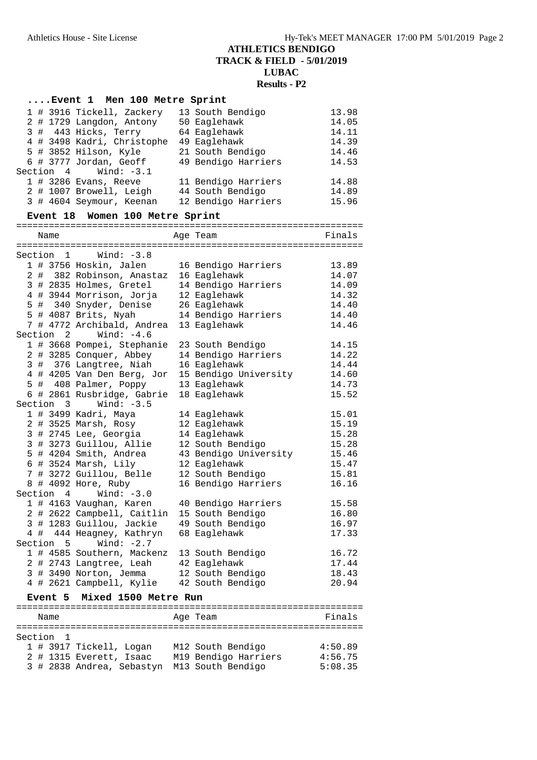# ATHLETICS BENDIGO
## TRACK & FIELD - 5/01/2019
## LUBAC
## Results - P2

### ....Event 1 Men 100 Metre Sprint

| Place | Name | Age | Team | Finals |
|---|---|---|---|---|
| 1 | # 3916 Tickell, Zackery | 13 | South Bendigo | 13.98 |
| 2 | # 1729 Langdon, Antony | 50 | Eaglehawk | 14.05 |
| 3 | # 443 Hicks, Terry | 64 | Eaglehawk | 14.11 |
| 4 | # 3498 Kadri, Christophe | 49 | Eaglehawk | 14.39 |
| 5 | # 3852 Hilson, Kyle | 21 | South Bendigo | 14.46 |
| 6 | # 3777 Jordan, Geoff | 49 | Bendigo Harriers | 14.53 |
| **Section 4** | **Wind: -3.1** | | | |
| 1 | # 3286 Evans, Reeve | 11 | Bendigo Harriers | 14.88 |
| 2 | # 1007 Browell, Leigh | 44 | South Bendigo | 14.89 |
| 3 | # 4604 Seymour, Keenan | 12 | Bendigo Harriers | 15.96 |

### Event 18 Women 100 Metre Sprint

| Place | Name | Age | Team | Finals |
|---|---|---|---|---|
| **Section 1** | **Wind: -3.8** | | | |
| 1 | # 3756 Hoskin, Jalen | 16 | Bendigo Harriers | 13.89 |
| 2 | # 382 Robinson, Anastaz | 16 | Eaglehawk | 14.07 |
| 3 | # 2835 Holmes, Gretel | 14 | Bendigo Harriers | 14.09 |
| 4 | # 3944 Morrison, Jorja | 12 | Eaglehawk | 14.32 |
| 5 | # 340 Snyder, Denise | 26 | Eaglehawk | 14.40 |
| 5 | # 4087 Brits, Nyah | 14 | Bendigo Harriers | 14.40 |
| 7 | # 4772 Archibald, Andrea | 13 | Eaglehawk | 14.46 |
| **Section 2** | **Wind: -4.6** | | | |
| 1 | # 3668 Pompei, Stephanie | 23 | South Bendigo | 14.15 |
| 2 | # 3285 Conquer, Abbey | 14 | Bendigo Harriers | 14.22 |
| 3 | # 376 Langtree, Niah | 16 | Eaglehawk | 14.44 |
| 4 | # 4205 Van Den Berg, Jor | 15 | Bendigo University | 14.60 |
| 5 | # 408 Palmer, Poppy | 13 | Eaglehawk | 14.73 |
| 6 | # 2861 Rusbridge, Gabrie | 18 | Eaglehawk | 15.52 |
| **Section 3** | **Wind: -3.5** | | | |
| 1 | # 3499 Kadri, Maya | 14 | Eaglehawk | 15.01 |
| 2 | # 3525 Marsh, Rosy | 12 | Eaglehawk | 15.19 |
| 3 | # 2745 Lee, Georgia | 14 | Eaglehawk | 15.28 |
| 3 | # 3273 Guillou, Allie | 12 | South Bendigo | 15.28 |
| 5 | # 4204 Smith, Andrea | 43 | Bendigo University | 15.46 |
| 6 | # 3524 Marsh, Lily | 12 | Eaglehawk | 15.47 |
| 7 | # 3272 Guillou, Belle | 12 | South Bendigo | 15.81 |
| 8 | # 4092 Hore, Ruby | 16 | Bendigo Harriers | 16.16 |
| **Section 4** | **Wind: -3.0** | | | |
| 1 | # 4163 Vaughan, Karen | 40 | Bendigo Harriers | 15.58 |
| 2 | # 2622 Campbell, Caitlin | 15 | South Bendigo | 16.80 |
| 3 | # 1283 Guillou, Jackie | 49 | South Bendigo | 16.97 |
| 4 | # 444 Heagney, Kathryn | 68 | Eaglehawk | 17.33 |
| **Section 5** | **Wind: -2.7** | | | |
| 1 | # 4585 Southern, Mackenz | 13 | South Bendigo | 16.72 |
| 2 | # 2743 Langtree, Leah | 42 | Eaglehawk | 17.44 |
| 3 | # 3490 Norton, Jemma | 12 | South Bendigo | 18.43 |
| 4 | # 2621 Campbell, Kylie | 42 | South Bendigo | 20.94 |

### Event 5 Mixed 1500 Metre Run

| Place | Name | Age | Team | Finals |
|---|---|---|---|---|
| **Section 1** | | | | |
| 1 | # 3917 Tickell, Logan | M12 | South Bendigo | 4:50.89 |
| 2 | # 1315 Everett, Isaac | M19 | Bendigo Harriers | 4:56.75 |
| 3 | # 2838 Andrea, Sebastyn | M13 | South Bendigo | 5:08.35 |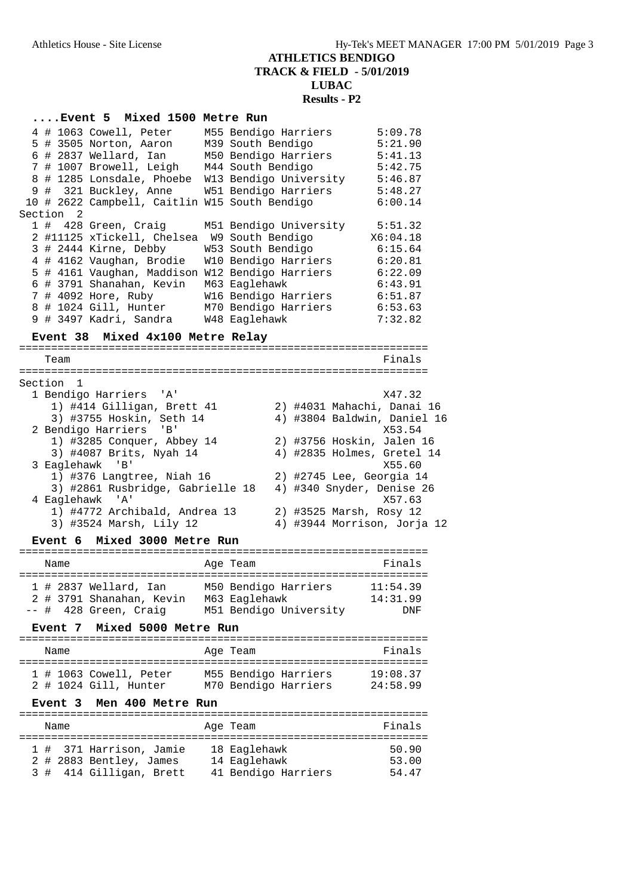# ATHLETICS BENDIGO
## TRACK & FIELD - 5/01/2019
## LUBAC
### Results - P2

**....Event 5 Mixed 1500 Metre Run**

| Place | Comp# | Name | Age Team | Finals |
|---|---|---|---|---|
| 4 | # 1063 | Cowell, Peter | M55 Bendigo Harriers | 5:09.78 |
| 5 | # 3505 | Norton, Aaron | M39 South Bendigo | 5:21.90 |
| 6 | # 2837 | Wellard, Ian | M50 Bendigo Harriers | 5:41.13 |
| 7 | # 1007 | Browell, Leigh | M44 South Bendigo | 5:42.75 |
| 8 | # 1285 | Lonsdale, Phoebe | W13 Bendigo University | 5:46.87 |
| 9 | # 321 | Buckley, Anne | W51 Bendigo Harriers | 5:48.27 |
| 10 | # 2622 | Campbell, Caitlin | W15 South Bendigo | 6:00.14 |
| **Section 2** | | | | |
| 1 | # 428 | Green, Craig | M51 Bendigo University | 5:51.32 |
| 2 | #11125 | xTickell, Chelsea | W9 South Bendigo | X6:04.18 |
| 3 | # 2444 | Kirne, Debby | W53 South Bendigo | 6:15.64 |
| 4 | # 4162 | Vaughan, Brodie | W10 Bendigo Harriers | 6:20.81 |
| 5 | # 4161 | Vaughan, Maddison | W12 Bendigo Harriers | 6:22.09 |
| 6 | # 3791 | Shanahan, Kevin | M63 Eaglehawk | 6:43.91 |
| 7 | # 4092 | Hore, Ruby | W16 Bendigo Harriers | 6:51.87 |
| 8 | # 1024 | Gill, Hunter | M70 Bendigo Harriers | 6:53.63 |
| 9 | # 3497 | Kadri, Sandra | W48 Eaglehawk | 7:32.82 |

**Event 38 Mixed 4x100 Metre Relay**

| Team | Finals |
|---|---|
| **Section 1** | |
| 1 Bendigo Harriers 'A' | X47.32 |
| 1) #414 Gilligan, Brett 41; 2) #4031 Mahachi, Danai 16; 3) #3755 Hoskin, Seth 14; 4) #3804 Baldwin, Daniel 16 | |
| 2 Bendigo Harriers 'B' | X53.54 |
| 1) #3285 Conquer, Abbey 14; 2) #3756 Hoskin, Jalen 16; 3) #4087 Brits, Nyah 14; 4) #2835 Holmes, Gretel 14 | |
| 3 Eaglehawk 'B' | X55.60 |
| 1) #376 Langtree, Niah 16; 2) #2745 Lee, Georgia 14; 3) #2861 Rusbridge, Gabrielle 18; 4) #340 Snyder, Denise 26 | |
| 4 Eaglehawk 'A' | X57.63 |
| 1) #4772 Archibald, Andrea 13; 2) #3525 Marsh, Rosy 12; 3) #3524 Marsh, Lily 12; 4) #3944 Morrison, Jorja 12 | |

**Event 6 Mixed 3000 Metre Run**

| Place | Comp# | Name | Age Team | Finals |
|---|---|---|---|---|
| 1 | # 2837 | Wellard, Ian | M50 Bendigo Harriers | 11:54.39 |
| 2 | # 3791 | Shanahan, Kevin | M63 Eaglehawk | 14:31.99 |
| -- | # 428 | Green, Craig | M51 Bendigo University | DNF |

**Event 7 Mixed 5000 Metre Run**

| Place | Comp# | Name | Age Team | Finals |
|---|---|---|---|---|
| 1 | # 1063 | Cowell, Peter | M55 Bendigo Harriers | 19:08.37 |
| 2 | # 1024 | Gill, Hunter | M70 Bendigo Harriers | 24:58.99 |

**Event 3 Men 400 Metre Run**

| Place | Comp# | Name | Age Team | Finals |
|---|---|---|---|---|
| 1 | # 371 | Harrison, Jamie | 18 Eaglehawk | 50.90 |
| 2 | # 2883 | Bentley, James | 14 Eaglehawk | 53.00 |
| 3 | # 414 | Gilligan, Brett | 41 Bendigo Harriers | 54.47 |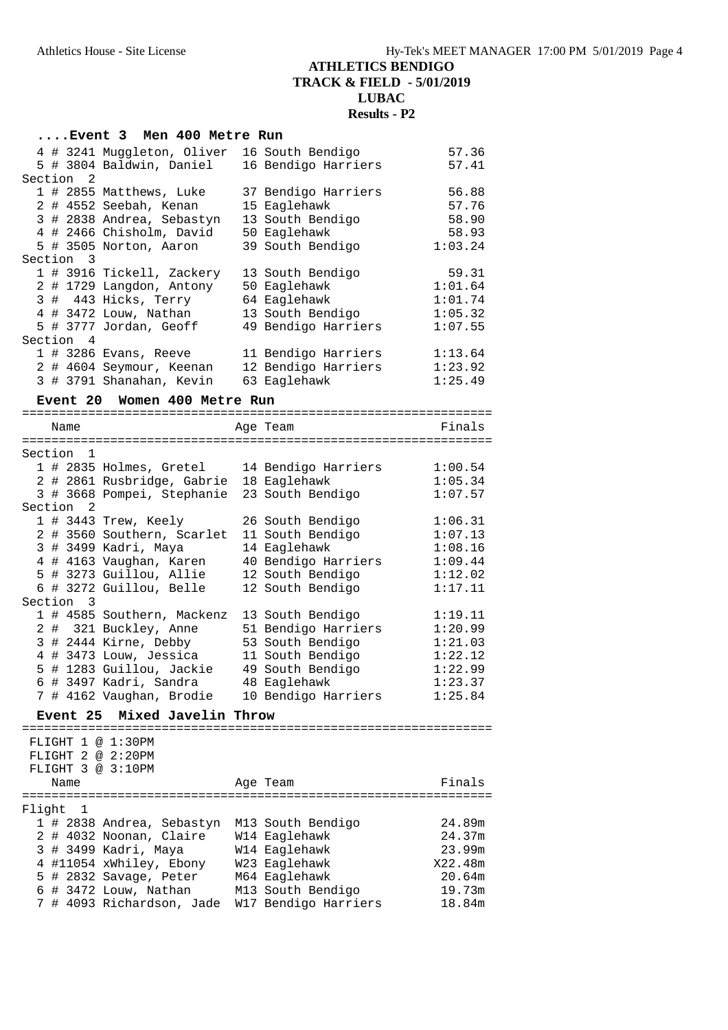# ATHLETICS BENDIGO
## TRACK & FIELD - 5/01/2019
## LUBAC
## Results - P2

### ....Event 3 Men 400 Metre Run

| Name | Age | Team | Finals |
|---|---|---|---|
| 4 # 3241 Muggleton, Oliver | 16 | South Bendigo | 57.36 |
| 5 # 3804 Baldwin, Daniel | 16 | Bendigo Harriers | 57.41 |
| **Section 2** | | | |
| 1 # 2855 Matthews, Luke | 37 | Bendigo Harriers | 56.88 |
| 2 # 4552 Seebah, Kenan | 15 | Eaglehawk | 57.76 |
| 3 # 2838 Andrea, Sebastyn | 13 | South Bendigo | 58.90 |
| 4 # 2466 Chisholm, David | 50 | Eaglehawk | 58.93 |
| 5 # 3505 Norton, Aaron | 39 | South Bendigo | 1:03.24 |
| **Section 3** | | | |
| 1 # 3916 Tickell, Zackery | 13 | South Bendigo | 59.31 |
| 2 # 1729 Langdon, Antony | 50 | Eaglehawk | 1:01.64 |
| 3 # 443 Hicks, Terry | 64 | Eaglehawk | 1:01.74 |
| 4 # 3472 Louw, Nathan | 13 | South Bendigo | 1:05.32 |
| 5 # 3777 Jordan, Geoff | 49 | Bendigo Harriers | 1:07.55 |
| **Section 4** | | | |
| 1 # 3286 Evans, Reeve | 11 | Bendigo Harriers | 1:13.64 |
| 2 # 4604 Seymour, Keenan | 12 | Bendigo Harriers | 1:23.92 |
| 3 # 3791 Shanahan, Kevin | 63 | Eaglehawk | 1:25.49 |

### Event 20 Women 400 Metre Run

| Name | Age | Team | Finals |
|---|---|---|---|
| **Section 1** | | | |
| 1 # 2835 Holmes, Gretel | 14 | Bendigo Harriers | 1:00.54 |
| 2 # 2861 Rusbridge, Gabrie | 18 | Eaglehawk | 1:05.34 |
| 3 # 3668 Pompei, Stephanie | 23 | South Bendigo | 1:07.57 |
| **Section 2** | | | |
| 1 # 3443 Trew, Keely | 26 | South Bendigo | 1:06.31 |
| 2 # 3560 Southern, Scarlet | 11 | South Bendigo | 1:07.13 |
| 3 # 3499 Kadri, Maya | 14 | Eaglehawk | 1:08.16 |
| 4 # 4163 Vaughan, Karen | 40 | Bendigo Harriers | 1:09.44 |
| 5 # 3273 Guillou, Allie | 12 | South Bendigo | 1:12.02 |
| 6 # 3272 Guillou, Belle | 12 | South Bendigo | 1:17.11 |
| **Section 3** | | | |
| 1 # 4585 Southern, Mackenz | 13 | South Bendigo | 1:19.11 |
| 2 # 321 Buckley, Anne | 51 | Bendigo Harriers | 1:20.99 |
| 3 # 2444 Kirne, Debby | 53 | South Bendigo | 1:21.03 |
| 4 # 3473 Louw, Jessica | 11 | South Bendigo | 1:22.12 |
| 5 # 1283 Guillou, Jackie | 49 | South Bendigo | 1:22.99 |
| 6 # 3497 Kadri, Sandra | 48 | Eaglehawk | 1:23.37 |
| 7 # 4162 Vaughan, Brodie | 10 | Bendigo Harriers | 1:25.84 |

### Event 25 Mixed Javelin Throw

FLIGHT 1 @ 1:30PM
FLIGHT 2 @ 2:20PM
FLIGHT 3 @ 3:10PM

| Name | Age | Team | Finals |
|---|---|---|---|
| **Flight 1** | | | |
| 1 # 2838 Andrea, Sebastyn | M13 | South Bendigo | 24.89m |
| 2 # 4032 Noonan, Claire | W14 | Eaglehawk | 24.37m |
| 3 # 3499 Kadri, Maya | W14 | Eaglehawk | 23.99m |
| 4 #11054 xWhiley, Ebony | W23 | Eaglehawk | X22.48m |
| 5 # 2832 Savage, Peter | M64 | Eaglehawk | 20.64m |
| 6 # 3472 Louw, Nathan | M13 | South Bendigo | 19.73m |
| 7 # 4093 Richardson, Jade | W17 | Bendigo Harriers | 18.84m |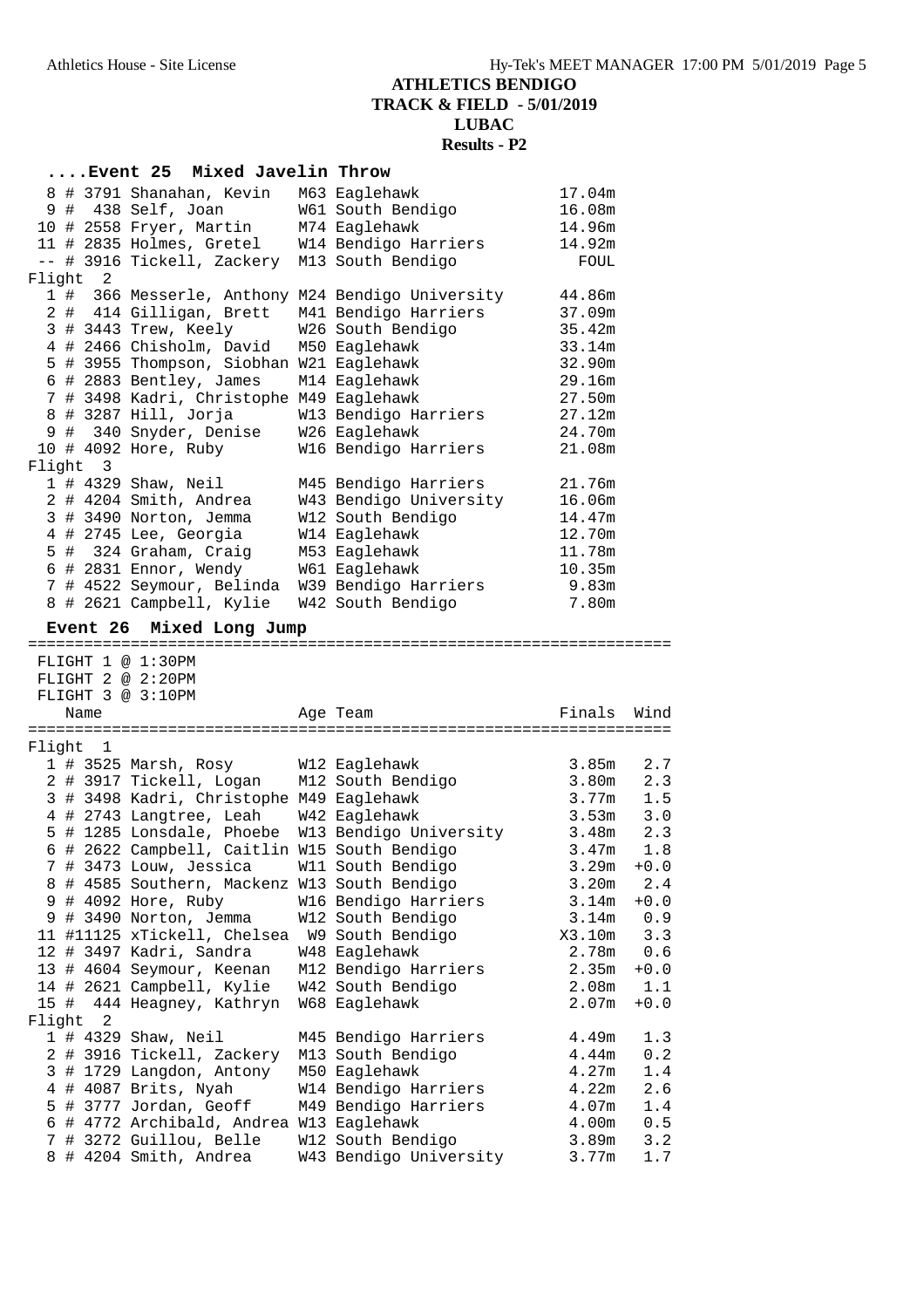# ATHLETICS BENDIGO
## TRACK & FIELD - 5/01/2019
## LUBAC
## Results - P2

### ....Event 25 Mixed Javelin Throw

| Place | Comp# | Name | Age | Team | Finals |
|---|---|---|---|---|---|
| 8 | # 3791 | Shanahan, Kevin | M63 | Eaglehawk | 17.04m |
| 9 | # 438 | Self, Joan | W61 | South Bendigo | 16.08m |
| 10 | # 2558 | Fryer, Martin | M74 | Eaglehawk | 14.96m |
| 11 | # 2835 | Holmes, Gretel | W14 | Bendigo Harriers | 14.92m |
| -- | # 3916 | Tickell, Zackery | M13 | South Bendigo | FOUL |
| **Flight 2** | | | | | |
| 1 | # 366 | Messerle, Anthony | M24 | Bendigo University | 44.86m |
| 2 | # 414 | Gilligan, Brett | M41 | Bendigo Harriers | 37.09m |
| 3 | # 3443 | Trew, Keely | W26 | South Bendigo | 35.42m |
| 4 | # 2466 | Chisholm, David | M50 | Eaglehawk | 33.14m |
| 5 | # 3955 | Thompson, Siobhan | W21 | Eaglehawk | 32.90m |
| 6 | # 2883 | Bentley, James | M14 | Eaglehawk | 29.16m |
| 7 | # 3498 | Kadri, Christophe | M49 | Eaglehawk | 27.50m |
| 8 | # 3287 | Hill, Jorja | W13 | Bendigo Harriers | 27.12m |
| 9 | # 340 | Snyder, Denise | W26 | Eaglehawk | 24.70m |
| 10 | # 4092 | Hore, Ruby | W16 | Bendigo Harriers | 21.08m |
| **Flight 3** | | | | | |
| 1 | # 4329 | Shaw, Neil | M45 | Bendigo Harriers | 21.76m |
| 2 | # 4204 | Smith, Andrea | W43 | Bendigo University | 16.06m |
| 3 | # 3490 | Norton, Jemma | W12 | South Bendigo | 14.47m |
| 4 | # 2745 | Lee, Georgia | W14 | Eaglehawk | 12.70m |
| 5 | # 324 | Graham, Craig | M53 | Eaglehawk | 11.78m |
| 6 | # 2831 | Ennor, Wendy | W61 | Eaglehawk | 10.35m |
| 7 | # 4522 | Seymour, Belinda | W39 | Bendigo Harriers | 9.83m |
| 8 | # 2621 | Campbell, Kylie | W42 | South Bendigo | 7.80m |

### Event 26 Mixed Long Jump

FLIGHT 1 @ 1:30PM
FLIGHT 2 @ 2:20PM
FLIGHT 3 @ 3:10PM

| Place | Comp# | Name | Age | Team | Finals | Wind |
|---|---|---|---|---|---|---|
| **Flight 1** | | | | | | |
| 1 | # 3525 | Marsh, Rosy | W12 | Eaglehawk | 3.85m | 2.7 |
| 2 | # 3917 | Tickell, Logan | M12 | South Bendigo | 3.80m | 2.3 |
| 3 | # 3498 | Kadri, Christophe | M49 | Eaglehawk | 3.77m | 1.5 |
| 4 | # 2743 | Langtree, Leah | W42 | Eaglehawk | 3.53m | 3.0 |
| 5 | # 1285 | Lonsdale, Phoebe | W13 | Bendigo University | 3.48m | 2.3 |
| 6 | # 2622 | Campbell, Caitlin | W15 | South Bendigo | 3.47m | 1.8 |
| 7 | # 3473 | Louw, Jessica | W11 | South Bendigo | 3.29m | +0.0 |
| 8 | # 4585 | Southern, Mackenz | W13 | South Bendigo | 3.20m | 2.4 |
| 9 | # 4092 | Hore, Ruby | W16 | Bendigo Harriers | 3.14m | +0.0 |
| 9 | # 3490 | Norton, Jemma | W12 | South Bendigo | 3.14m | 0.9 |
| 11 | #11125 | xTickell, Chelsea | W9 | South Bendigo | X3.10m | 3.3 |
| 12 | # 3497 | Kadri, Sandra | W48 | Eaglehawk | 2.78m | 0.6 |
| 13 | # 4604 | Seymour, Keenan | M12 | Bendigo Harriers | 2.35m | +0.0 |
| 14 | # 2621 | Campbell, Kylie | W42 | South Bendigo | 2.08m | 1.1 |
| 15 | # 444 | Heagney, Kathryn | W68 | Eaglehawk | 2.07m | +0.0 |
| **Flight 2** | | | | | | |
| 1 | # 4329 | Shaw, Neil | M45 | Bendigo Harriers | 4.49m | 1.3 |
| 2 | # 3916 | Tickell, Zackery | M13 | South Bendigo | 4.44m | 0.2 |
| 3 | # 1729 | Langdon, Antony | M50 | Eaglehawk | 4.27m | 1.4 |
| 4 | # 4087 | Brits, Nyah | W14 | Bendigo Harriers | 4.22m | 2.6 |
| 5 | # 3777 | Jordan, Geoff | M49 | Bendigo Harriers | 4.07m | 1.4 |
| 6 | # 4772 | Archibald, Andrea | W13 | Eaglehawk | 4.00m | 0.5 |
| 7 | # 3272 | Guillou, Belle | W12 | South Bendigo | 3.89m | 3.2 |
| 8 | # 4204 | Smith, Andrea | W43 | Bendigo University | 3.77m | 1.7 |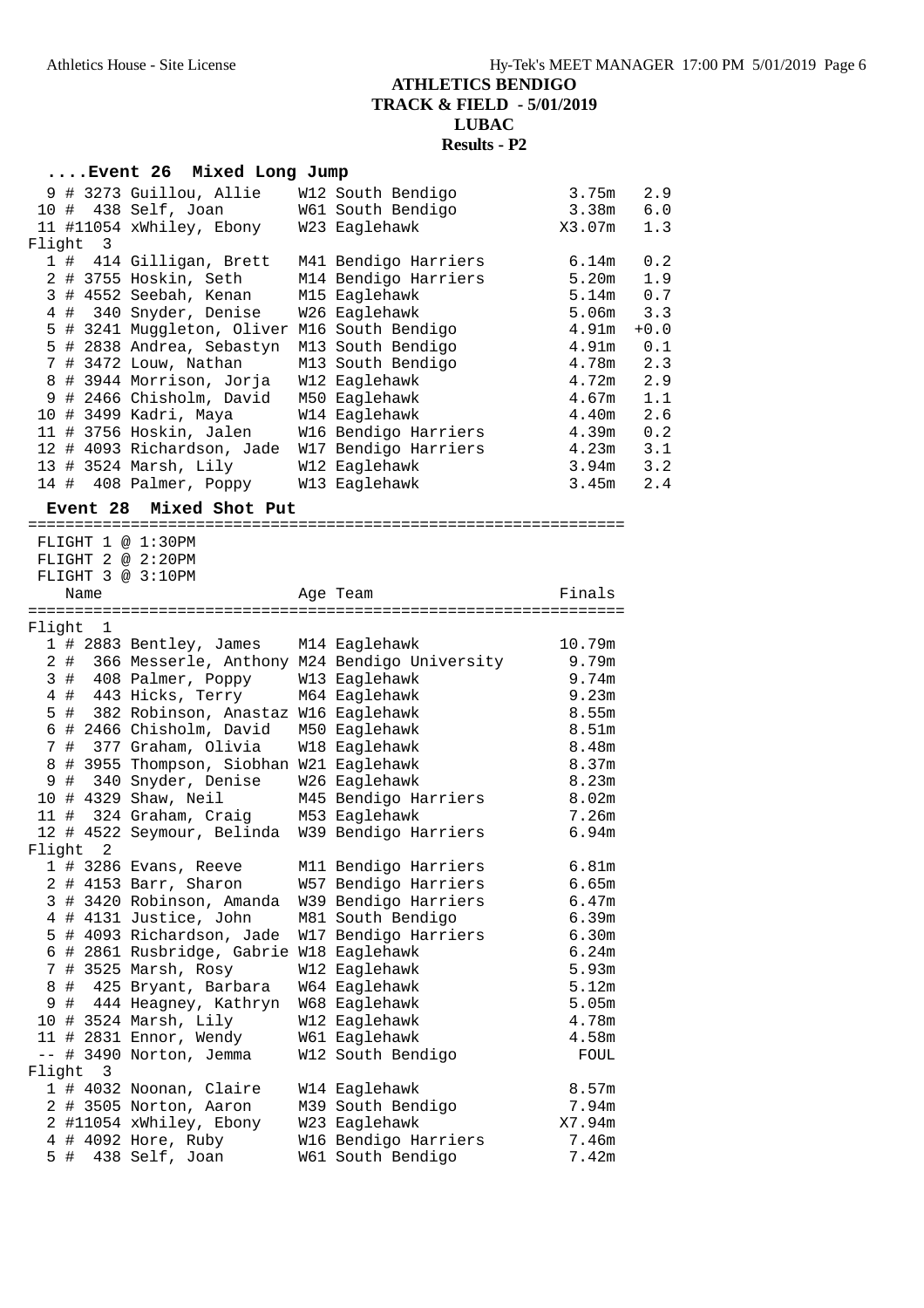# ATHLETICS BENDIGO
## TRACK & FIELD - 5/01/2019
## LUBAC
## Results - P2

### ....Event 26 Mixed Long Jump

| Place | # | Comp # | Name | Age | Team | Finals | Wind |
|---|---|---|---|---|---|---|---|
| 9 | # | 3273 | Guillou, Allie | W12 | South Bendigo | 3.75m | 2.9 |
| 10 | # | 438 | Self, Joan | W61 | South Bendigo | 3.38m | 6.0 |
| 11 | # | 11054 | xWhiley, Ebony | W23 | Eaglehawk | X3.07m | 1.3 |
| **Flight 3** | | | | | | | |
| 1 | # | 414 | Gilligan, Brett | M41 | Bendigo Harriers | 6.14m | 0.2 |
| 2 | # | 3755 | Hoskin, Seth | M14 | Bendigo Harriers | 5.20m | 1.9 |
| 3 | # | 4552 | Seebah, Kenan | M15 | Eaglehawk | 5.14m | 0.7 |
| 4 | # | 340 | Snyder, Denise | W26 | Eaglehawk | 5.06m | 3.3 |
| 5 | # | 3241 | Muggleton, Oliver | M16 | South Bendigo | 4.91m | +0.0 |
| 5 | # | 2838 | Andrea, Sebastyn | M13 | South Bendigo | 4.91m | 0.1 |
| 7 | # | 3472 | Louw, Nathan | M13 | South Bendigo | 4.78m | 2.3 |
| 8 | # | 3944 | Morrison, Jorja | W12 | Eaglehawk | 4.72m | 2.9 |
| 9 | # | 2466 | Chisholm, David | M50 | Eaglehawk | 4.67m | 1.1 |
| 10 | # | 3499 | Kadri, Maya | W14 | Eaglehawk | 4.40m | 2.6 |
| 11 | # | 3756 | Hoskin, Jalen | W16 | Bendigo Harriers | 4.39m | 0.2 |
| 12 | # | 4093 | Richardson, Jade | W17 | Bendigo Harriers | 4.23m | 3.1 |
| 13 | # | 3524 | Marsh, Lily | W12 | Eaglehawk | 3.94m | 3.2 |
| 14 | # | 408 | Palmer, Poppy | W13 | Eaglehawk | 3.45m | 2.4 |

### Event 28 Mixed Shot Put

FLIGHT 1 @ 1:30PM
FLIGHT 2 @ 2:20PM
FLIGHT 3 @ 3:10PM

| Place | # | Comp # | Name | Age | Team | Finals |
|---|---|---|---|---|---|---|
| **Flight 1** | | | | | | |
| 1 | # | 2883 | Bentley, James | M14 | Eaglehawk | 10.79m |
| 2 | # | 366 | Messerle, Anthony | M24 | Bendigo University | 9.79m |
| 3 | # | 408 | Palmer, Poppy | W13 | Eaglehawk | 9.74m |
| 4 | # | 443 | Hicks, Terry | M64 | Eaglehawk | 9.23m |
| 5 | # | 382 | Robinson, Anastaz | W16 | Eaglehawk | 8.55m |
| 6 | # | 2466 | Chisholm, David | M50 | Eaglehawk | 8.51m |
| 7 | # | 377 | Graham, Olivia | W18 | Eaglehawk | 8.48m |
| 8 | # | 3955 | Thompson, Siobhan | W21 | Eaglehawk | 8.37m |
| 9 | # | 340 | Snyder, Denise | W26 | Eaglehawk | 8.23m |
| 10 | # | 4329 | Shaw, Neil | M45 | Bendigo Harriers | 8.02m |
| 11 | # | 324 | Graham, Craig | M53 | Eaglehawk | 7.26m |
| 12 | # | 4522 | Seymour, Belinda | W39 | Bendigo Harriers | 6.94m |
| **Flight 2** | | | | | | |
| 1 | # | 3286 | Evans, Reeve | M11 | Bendigo Harriers | 6.81m |
| 2 | # | 4153 | Barr, Sharon | W57 | Bendigo Harriers | 6.65m |
| 3 | # | 3420 | Robinson, Amanda | W39 | Bendigo Harriers | 6.47m |
| 4 | # | 4131 | Justice, John | M81 | South Bendigo | 6.39m |
| 5 | # | 4093 | Richardson, Jade | W17 | Bendigo Harriers | 6.30m |
| 6 | # | 2861 | Rusbridge, Gabrie | W18 | Eaglehawk | 6.24m |
| 7 | # | 3525 | Marsh, Rosy | W12 | Eaglehawk | 5.93m |
| 8 | # | 425 | Bryant, Barbara | W64 | Eaglehawk | 5.12m |
| 9 | # | 444 | Heagney, Kathryn | W68 | Eaglehawk | 5.05m |
| 10 | # | 3524 | Marsh, Lily | W12 | Eaglehawk | 4.78m |
| 11 | # | 2831 | Ennor, Wendy | W61 | Eaglehawk | 4.58m |
| -- | # | 3490 | Norton, Jemma | W12 | South Bendigo | FOUL |
| **Flight 3** | | | | | | |
| 1 | # | 4032 | Noonan, Claire | W14 | Eaglehawk | 8.57m |
| 2 | # | 3505 | Norton, Aaron | M39 | South Bendigo | 7.94m |
| 2 | # | 11054 | xWhiley, Ebony | W23 | Eaglehawk | X7.94m |
| 4 | # | 4092 | Hore, Ruby | W16 | Bendigo Harriers | 7.46m |
| 5 | # | 438 | Self, Joan | W61 | South Bendigo | 7.42m |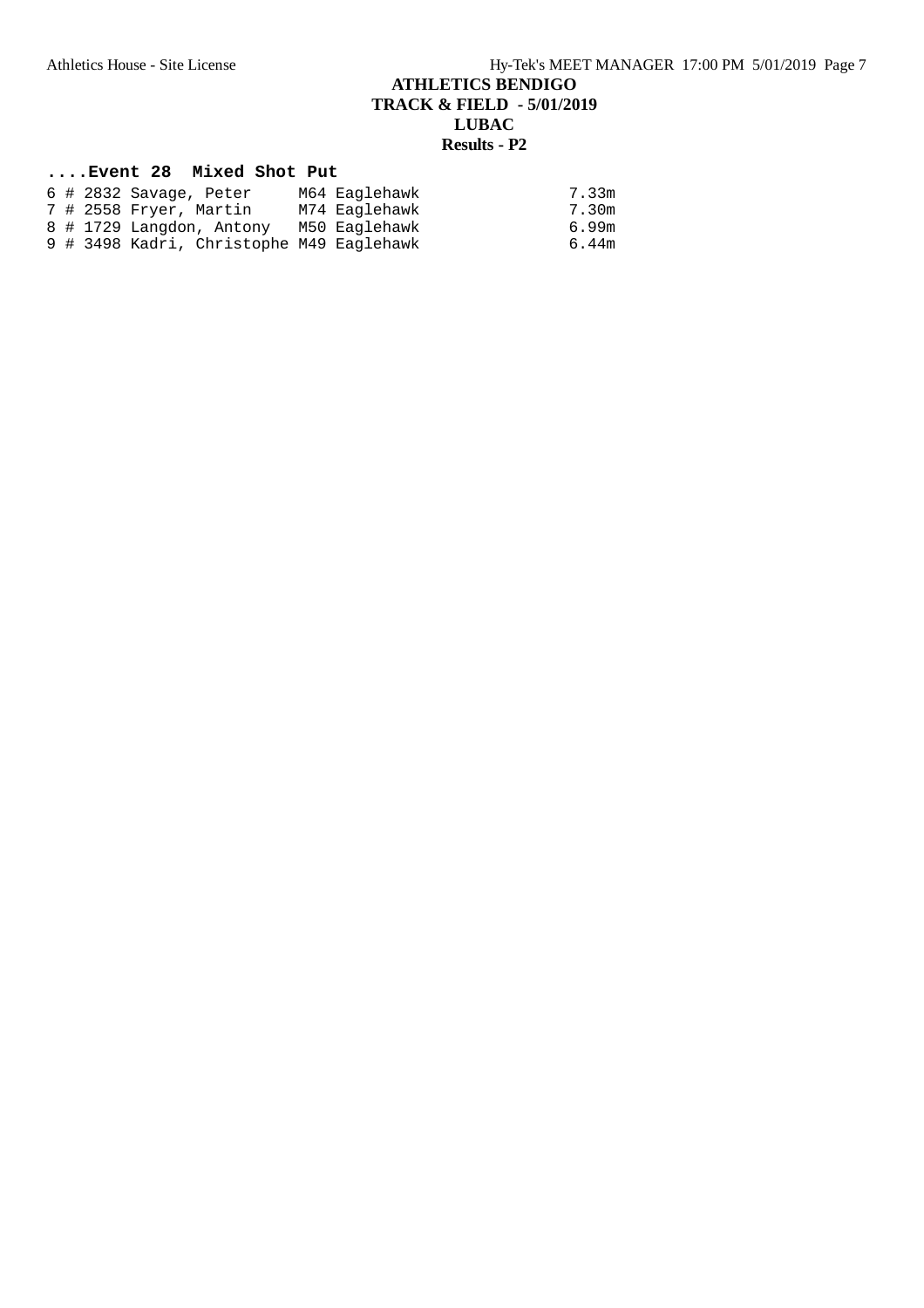# ATHLETICS BENDIGO
## TRACK & FIELD - 5/01/2019
## LUBAC
## Results - P2

### ....Event 28 Mixed Shot Put

| | | | | | |
|---|---|---|---|---|---|
| 6 | # | 2832 | Savage, Peter | M64 Eaglehawk | 7.33m |
| 7 | # | 2558 | Fryer, Martin | M74 Eaglehawk | 7.30m |
| 8 | # | 1729 | Langdon, Antony | M50 Eaglehawk | 6.99m |
| 9 | # | 3498 | Kadri, Christophe | M49 Eaglehawk | 6.44m |